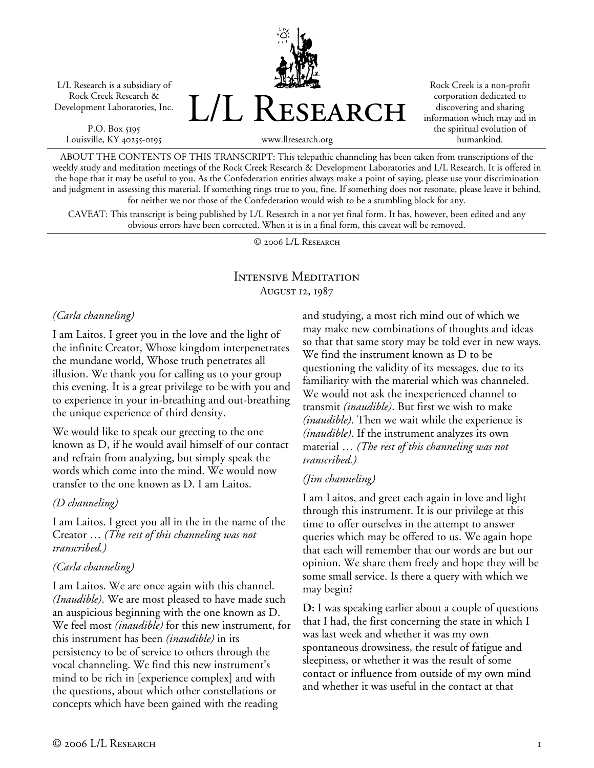L/L Research is a subsidiary of Rock Creek Research & Development Laboratories, Inc.

P.O. Box 5195
Louisville, KY 40255-0195

# L/L Research

www.llresearch.org

Rock Creek is a non-profit corporation dedicated to discovering and sharing information which may aid in the spiritual evolution of humankind.

ABOUT THE CONTENTS OF THIS TRANSCRIPT: This telepathic channeling has been taken from transcriptions of the weekly study and meditation meetings of the Rock Creek Research & Development Laboratories and L/L Research. It is offered in the hope that it may be useful to you. As the Confederation entities always make a point of saying, please use your discrimination and judgment in assessing this material. If something rings true to you, fine. If something does not resonate, please leave it behind, for neither we nor those of the Confederation would wish to be a stumbling block for any.

CAVEAT: This transcript is being published by L/L Research in a not yet final form. It has, however, been edited and any obvious errors have been corrected. When it is in a final form, this caveat will be removed.

© 2006 L/L Research

## Intensive Meditation
August 12, 1987

*(Carla channeling)*

I am Laitos. I greet you in the love and the light of the infinite Creator, Whose kingdom interpenetrates the mundane world, Whose truth penetrates all illusion. We thank you for calling us to your group this evening. It is a great privilege to be with you and to experience in your in-breathing and out-breathing the unique experience of third density.

We would like to speak our greeting to the one known as D, if he would avail himself of our contact and refrain from analyzing, but simply speak the words which come into the mind. We would now transfer to the one known as D. I am Laitos.

*(D channeling)*

I am Laitos. I greet you all in the in the name of the Creator … *(The rest of this channeling was not transcribed.)*

*(Carla channeling)*

I am Laitos. We are once again with this channel. *(Inaudible)*. We are most pleased to have made such an auspicious beginning with the one known as D. We feel most *(inaudible)* for this new instrument, for this instrument has been *(inaudible)* in its persistency to be of service to others through the vocal channeling. We find this new instrument's mind to be rich in [experience complex] and with the questions, about which other constellations or concepts which have been gained with the reading and studying, a most rich mind out of which we may make new combinations of thoughts and ideas so that that same story may be told ever in new ways. We find the instrument known as D to be questioning the validity of its messages, due to its familiarity with the material which was channeled. We would not ask the inexperienced channel to transmit *(inaudible)*. But first we wish to make *(inaudible)*. Then we wait while the experience is *(inaudible)*. If the instrument analyzes its own material … *(The rest of this channeling was not transcribed.)*

*(Jim channeling)*

I am Laitos, and greet each again in love and light through this instrument. It is our privilege at this time to offer ourselves in the attempt to answer queries which may be offered to us. We again hope that each will remember that our words are but our opinion. We share them freely and hope they will be some small service. Is there a query with which we may begin?

**D:** I was speaking earlier about a couple of questions that I had, the first concerning the state in which I was last week and whether it was my own spontaneous drowsiness, the result of fatigue and sleepiness, or whether it was the result of some contact or influence from outside of my own mind and whether it was useful in the contact at that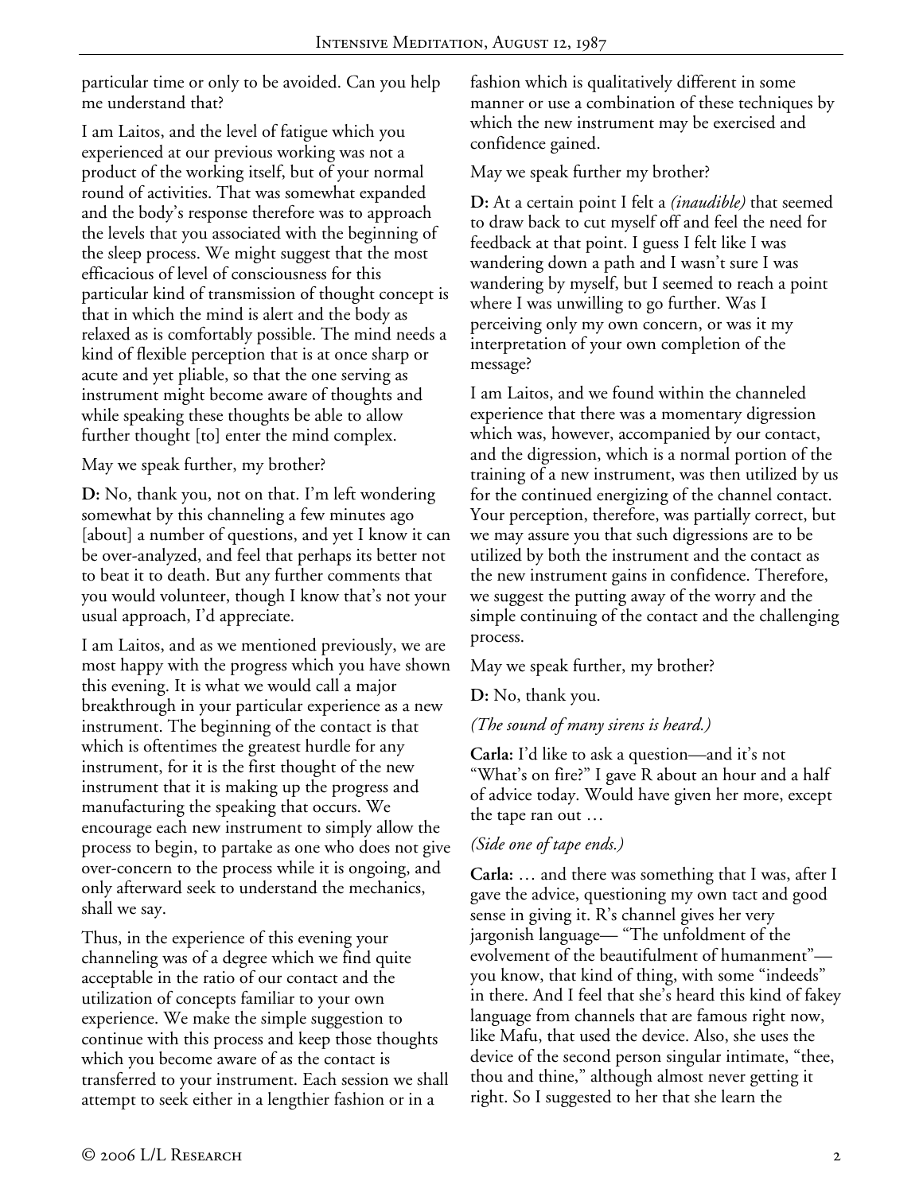particular time or only to be avoided. Can you help me understand that?

I am Laitos, and the level of fatigue which you experienced at our previous working was not a product of the working itself, but of your normal round of activities. That was somewhat expanded and the body's response therefore was to approach the levels that you associated with the beginning of the sleep process. We might suggest that the most efficacious of level of consciousness for this particular kind of transmission of thought concept is that in which the mind is alert and the body as relaxed as is comfortably possible. The mind needs a kind of flexible perception that is at once sharp or acute and yet pliable, so that the one serving as instrument might become aware of thoughts and while speaking these thoughts be able to allow further thought [to] enter the mind complex.

May we speak further, my brother?

**D:** No, thank you, not on that. I'm left wondering somewhat by this channeling a few minutes ago [about] a number of questions, and yet I know it can be over-analyzed, and feel that perhaps its better not to beat it to death. But any further comments that you would volunteer, though I know that's not your usual approach, I'd appreciate.

I am Laitos, and as we mentioned previously, we are most happy with the progress which you have shown this evening. It is what we would call a major breakthrough in your particular experience as a new instrument. The beginning of the contact is that which is oftentimes the greatest hurdle for any instrument, for it is the first thought of the new instrument that it is making up the progress and manufacturing the speaking that occurs. We encourage each new instrument to simply allow the process to begin, to partake as one who does not give over-concern to the process while it is ongoing, and only afterward seek to understand the mechanics, shall we say.

Thus, in the experience of this evening your channeling was of a degree which we find quite acceptable in the ratio of our contact and the utilization of concepts familiar to your own experience. We make the simple suggestion to continue with this process and keep those thoughts which you become aware of as the contact is transferred to your instrument. Each session we shall attempt to seek either in a lengthier fashion or in a fashion which is qualitatively different in some manner or use a combination of these techniques by which the new instrument may be exercised and confidence gained.

May we speak further my brother?

**D:** At a certain point I felt a *(inaudible)* that seemed to draw back to cut myself off and feel the need for feedback at that point. I guess I felt like I was wandering down a path and I wasn't sure I was wandering by myself, but I seemed to reach a point where I was unwilling to go further. Was I perceiving only my own concern, or was it my interpretation of your own completion of the message?

I am Laitos, and we found within the channeled experience that there was a momentary digression which was, however, accompanied by our contact, and the digression, which is a normal portion of the training of a new instrument, was then utilized by us for the continued energizing of the channel contact. Your perception, therefore, was partially correct, but we may assure you that such digressions are to be utilized by both the instrument and the contact as the new instrument gains in confidence. Therefore, we suggest the putting away of the worry and the simple continuing of the contact and the challenging process.

May we speak further, my brother?

**D:** No, thank you.

*(The sound of many sirens is heard.)*

**Carla:** I'd like to ask a question—and it's not "What's on fire?" I gave R about an hour and a half of advice today. Would have given her more, except the tape ran out …

*(Side one of tape ends.)*

**Carla:** … and there was something that I was, after I gave the advice, questioning my own tact and good sense in giving it. R's channel gives her very jargonish language— "The unfoldment of the evolvement of the beautifulment of humanment"— you know, that kind of thing, with some "indeeds" in there. And I feel that she's heard this kind of fakey language from channels that are famous right now, like Mafu, that used the device. Also, she uses the device of the second person singular intimate, "thee, thou and thine," although almost never getting it right. So I suggested to her that she learn the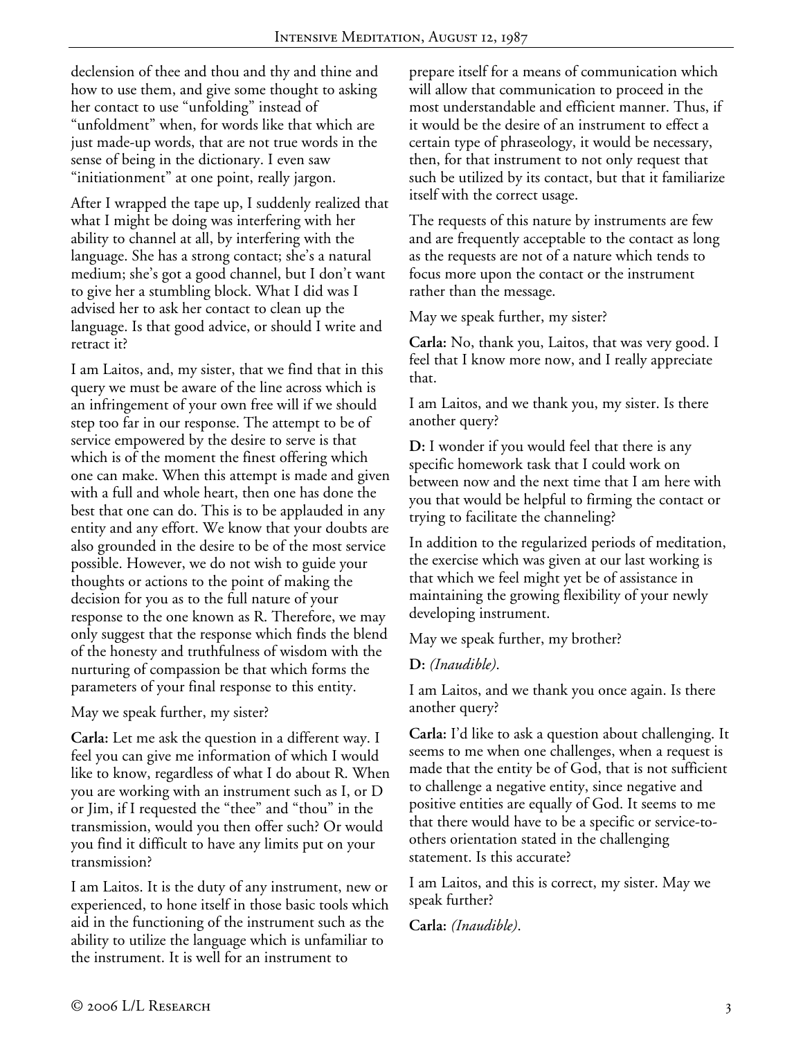declension of thee and thou and thy and thine and how to use them, and give some thought to asking her contact to use "unfolding" instead of "unfoldment" when, for words like that which are just made-up words, that are not true words in the sense of being in the dictionary. I even saw "initiationment" at one point, really jargon.

After I wrapped the tape up, I suddenly realized that what I might be doing was interfering with her ability to channel at all, by interfering with the language. She has a strong contact; she's a natural medium; she's got a good channel, but I don't want to give her a stumbling block. What I did was I advised her to ask her contact to clean up the language. Is that good advice, or should I write and retract it?

I am Laitos, and, my sister, that we find that in this query we must be aware of the line across which is an infringement of your own free will if we should step too far in our response. The attempt to be of service empowered by the desire to serve is that which is of the moment the finest offering which one can make. When this attempt is made and given with a full and whole heart, then one has done the best that one can do. This is to be applauded in any entity and any effort. We know that your doubts are also grounded in the desire to be of the most service possible. However, we do not wish to guide your thoughts or actions to the point of making the decision for you as to the full nature of your response to the one known as R. Therefore, we may only suggest that the response which finds the blend of the honesty and truthfulness of wisdom with the nurturing of compassion be that which forms the parameters of your final response to this entity.

May we speak further, my sister?

**Carla:** Let me ask the question in a different way. I feel you can give me information of which I would like to know, regardless of what I do about R. When you are working with an instrument such as I, or D or Jim, if I requested the "thee" and "thou" in the transmission, would you then offer such? Or would you find it difficult to have any limits put on your transmission?

I am Laitos. It is the duty of any instrument, new or experienced, to hone itself in those basic tools which aid in the functioning of the instrument such as the ability to utilize the language which is unfamiliar to the instrument. It is well for an instrument to prepare itself for a means of communication which will allow that communication to proceed in the most understandable and efficient manner. Thus, if it would be the desire of an instrument to effect a certain type of phraseology, it would be necessary, then, for that instrument to not only request that such be utilized by its contact, but that it familiarize itself with the correct usage.

The requests of this nature by instruments are few and are frequently acceptable to the contact as long as the requests are not of a nature which tends to focus more upon the contact or the instrument rather than the message.

May we speak further, my sister?

**Carla:** No, thank you, Laitos, that was very good. I feel that I know more now, and I really appreciate that.

I am Laitos, and we thank you, my sister. Is there another query?

**D:** I wonder if you would feel that there is any specific homework task that I could work on between now and the next time that I am here with you that would be helpful to firming the contact or trying to facilitate the channeling?

In addition to the regularized periods of meditation, the exercise which was given at our last working is that which we feel might yet be of assistance in maintaining the growing flexibility of your newly developing instrument.

May we speak further, my brother?

**D:** *(Inaudible).*

I am Laitos, and we thank you once again. Is there another query?

**Carla:** I'd like to ask a question about challenging. It seems to me when one challenges, when a request is made that the entity be of God, that is not sufficient to challenge a negative entity, since negative and positive entities are equally of God. It seems to me that there would have to be a specific or service-to-others orientation stated in the challenging statement. Is this accurate?

I am Laitos, and this is correct, my sister. May we speak further?

**Carla:** *(Inaudible).*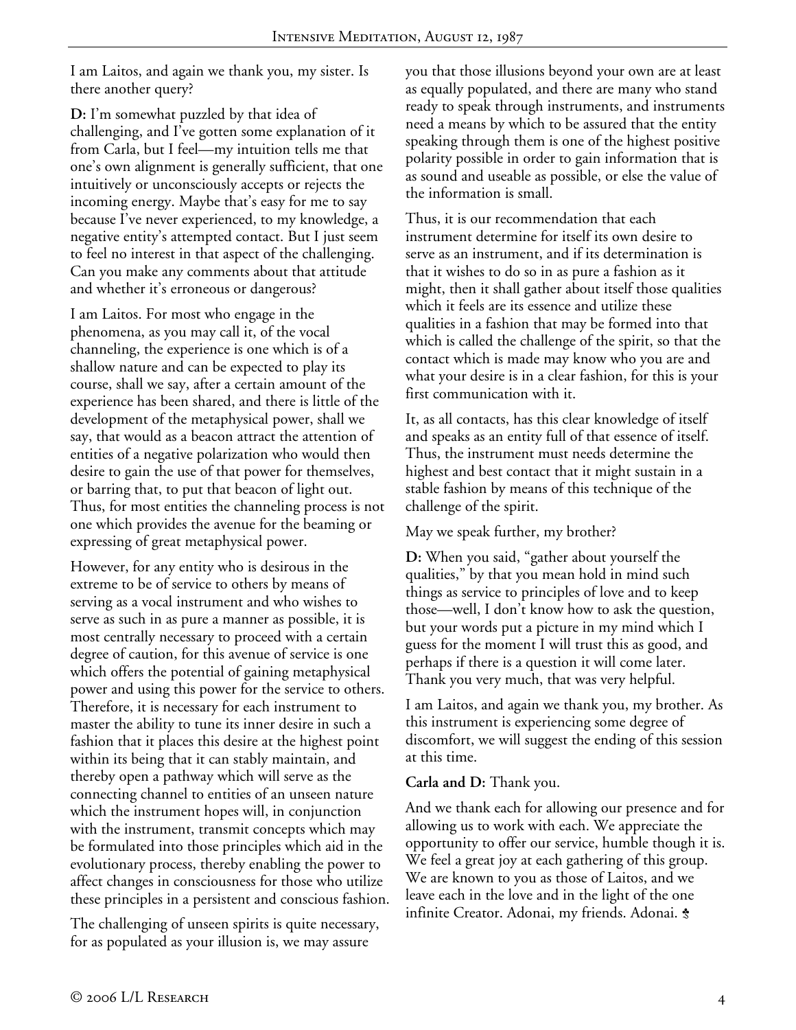I am Laitos, and again we thank you, my sister. Is there another query?

**D:** I'm somewhat puzzled by that idea of challenging, and I've gotten some explanation of it from Carla, but I feel—my intuition tells me that one's own alignment is generally sufficient, that one intuitively or unconsciously accepts or rejects the incoming energy. Maybe that's easy for me to say because I've never experienced, to my knowledge, a negative entity's attempted contact. But I just seem to feel no interest in that aspect of the challenging. Can you make any comments about that attitude and whether it's erroneous or dangerous?

I am Laitos. For most who engage in the phenomena, as you may call it, of the vocal channeling, the experience is one which is of a shallow nature and can be expected to play its course, shall we say, after a certain amount of the experience has been shared, and there is little of the development of the metaphysical power, shall we say, that would as a beacon attract the attention of entities of a negative polarization who would then desire to gain the use of that power for themselves, or barring that, to put that beacon of light out. Thus, for most entities the channeling process is not one which provides the avenue for the beaming or expressing of great metaphysical power.

However, for any entity who is desirous in the extreme to be of service to others by means of serving as a vocal instrument and who wishes to serve as such in as pure a manner as possible, it is most centrally necessary to proceed with a certain degree of caution, for this avenue of service is one which offers the potential of gaining metaphysical power and using this power for the service to others. Therefore, it is necessary for each instrument to master the ability to tune its inner desire in such a fashion that it places this desire at the highest point within its being that it can stably maintain, and thereby open a pathway which will serve as the connecting channel to entities of an unseen nature which the instrument hopes will, in conjunction with the instrument, transmit concepts which may be formulated into those principles which aid in the evolutionary process, thereby enabling the power to affect changes in consciousness for those who utilize these principles in a persistent and conscious fashion.

The challenging of unseen spirits is quite necessary, for as populated as your illusion is, we may assure you that those illusions beyond your own are at least as equally populated, and there are many who stand ready to speak through instruments, and instruments need a means by which to be assured that the entity speaking through them is one of the highest positive polarity possible in order to gain information that is as sound and useable as possible, or else the value of the information is small.

Thus, it is our recommendation that each instrument determine for itself its own desire to serve as an instrument, and if its determination is that it wishes to do so in as pure a fashion as it might, then it shall gather about itself those qualities which it feels are its essence and utilize these qualities in a fashion that may be formed into that which is called the challenge of the spirit, so that the contact which is made may know who you are and what your desire is in a clear fashion, for this is your first communication with it.

It, as all contacts, has this clear knowledge of itself and speaks as an entity full of that essence of itself. Thus, the instrument must needs determine the highest and best contact that it might sustain in a stable fashion by means of this technique of the challenge of the spirit.

May we speak further, my brother?

**D:** When you said, "gather about yourself the qualities," by that you mean hold in mind such things as service to principles of love and to keep those—well, I don't know how to ask the question, but your words put a picture in my mind which I guess for the moment I will trust this as good, and perhaps if there is a question it will come later. Thank you very much, that was very helpful.

I am Laitos, and again we thank you, my brother. As this instrument is experiencing some degree of discomfort, we will suggest the ending of this session at this time.

**Carla and D:** Thank you.

And we thank each for allowing our presence and for allowing us to work with each. We appreciate the opportunity to offer our service, humble though it is. We feel a great joy at each gathering of this group. We are known to you as those of Laitos, and we leave each in the love and in the light of the one infinite Creator. Adonai, my friends. Adonai.

© 2006 L/L Research